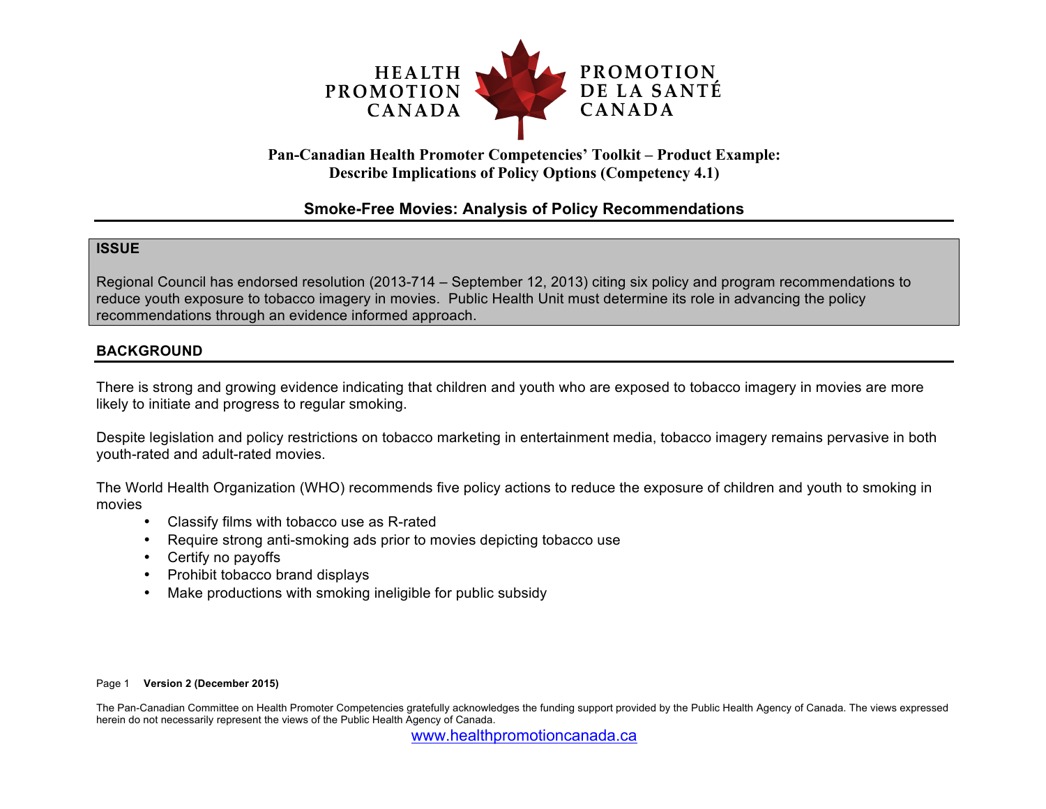HEALTH PROMOTION CANADA | PROMOTION DE LA SANTÉ CANADA

**Pan-Canadian Health Promoter Competencies' Toolkit – Product Example: Describe Implications of Policy Options (Competency 4.1)**

# Smoke-Free Movies: Analysis of Policy Recommendations

## ISSUE

Regional Council has endorsed resolution (2013-714 – September 12, 2013) citing six policy and program recommendations to reduce youth exposure to tobacco imagery in movies. Public Health Unit must determine its role in advancing the policy recommendations through an evidence informed approach.

## BACKGROUND

There is strong and growing evidence indicating that children and youth who are exposed to tobacco imagery in movies are more likely to initiate and progress to regular smoking.

Despite legislation and policy restrictions on tobacco marketing in entertainment media, tobacco imagery remains pervasive in both youth-rated and adult-rated movies.

The World Health Organization (WHO) recommends five policy actions to reduce the exposure of children and youth to smoking in movies

- Classify films with tobacco use as R-rated
- Require strong anti-smoking ads prior to movies depicting tobacco use
- Certify no payoffs
- Prohibit tobacco brand displays
- Make productions with smoking ineligible for public subsidy

**Version 2 (December 2015)**

The Pan-Canadian Committee on Health Promoter Competencies gratefully acknowledges the funding support provided by the Public Health Agency of Canada. The views expressed herein do not necessarily represent the views of the Public Health Agency of Canada.

www.healthpromotioncanada.ca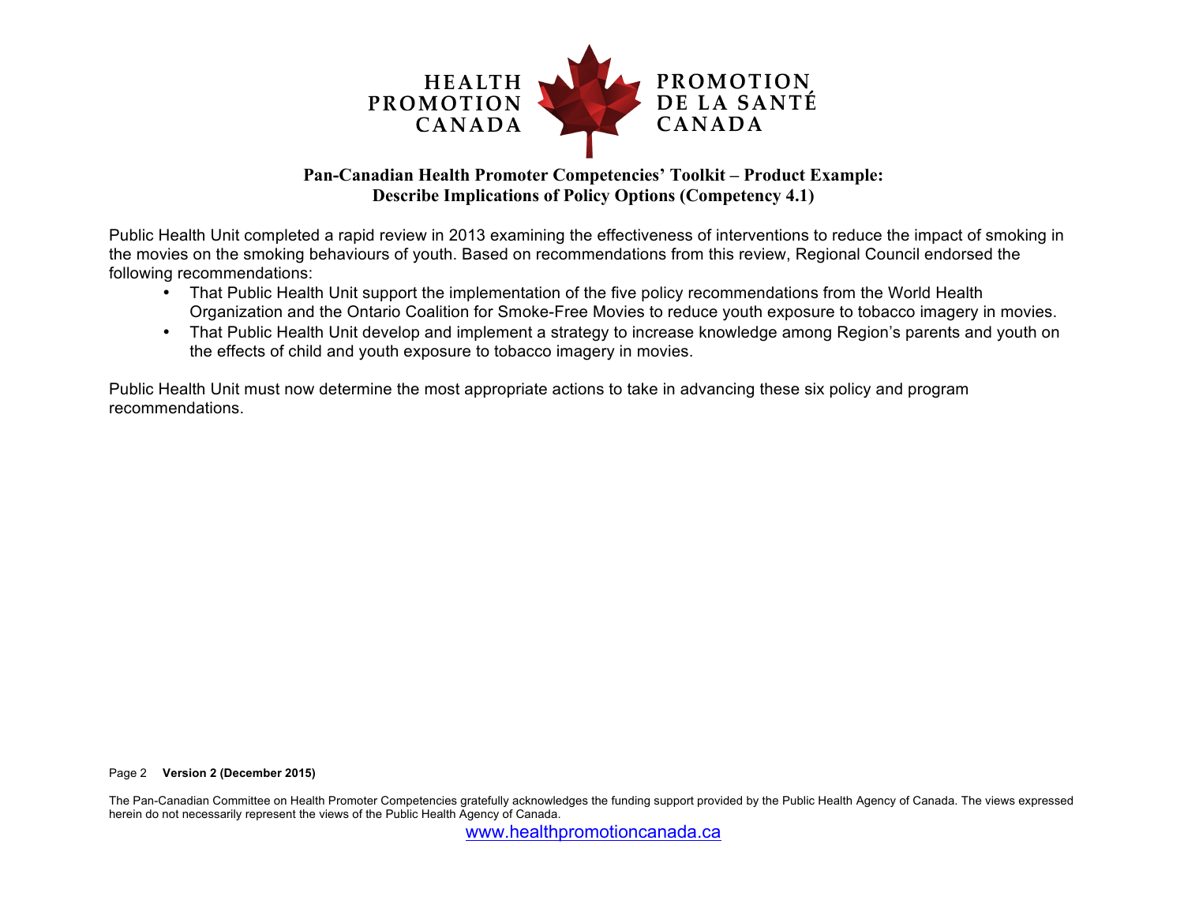**Pan-Canadian Health Promoter Competencies' Toolkit – Product Example:**
**Describe Implications of Policy Options (Competency 4.1)**

Public Health Unit completed a rapid review in 2013 examining the effectiveness of interventions to reduce the impact of smoking in the movies on the smoking behaviours of youth. Based on recommendations from this review, Regional Council endorsed the following recommendations:

- That Public Health Unit support the implementation of the five policy recommendations from the World Health Organization and the Ontario Coalition for Smoke-Free Movies to reduce youth exposure to tobacco imagery in movies.
- That Public Health Unit develop and implement a strategy to increase knowledge among Region's parents and youth on the effects of child and youth exposure to tobacco imagery in movies.

Public Health Unit must now determine the most appropriate actions to take in advancing these six policy and program recommendations.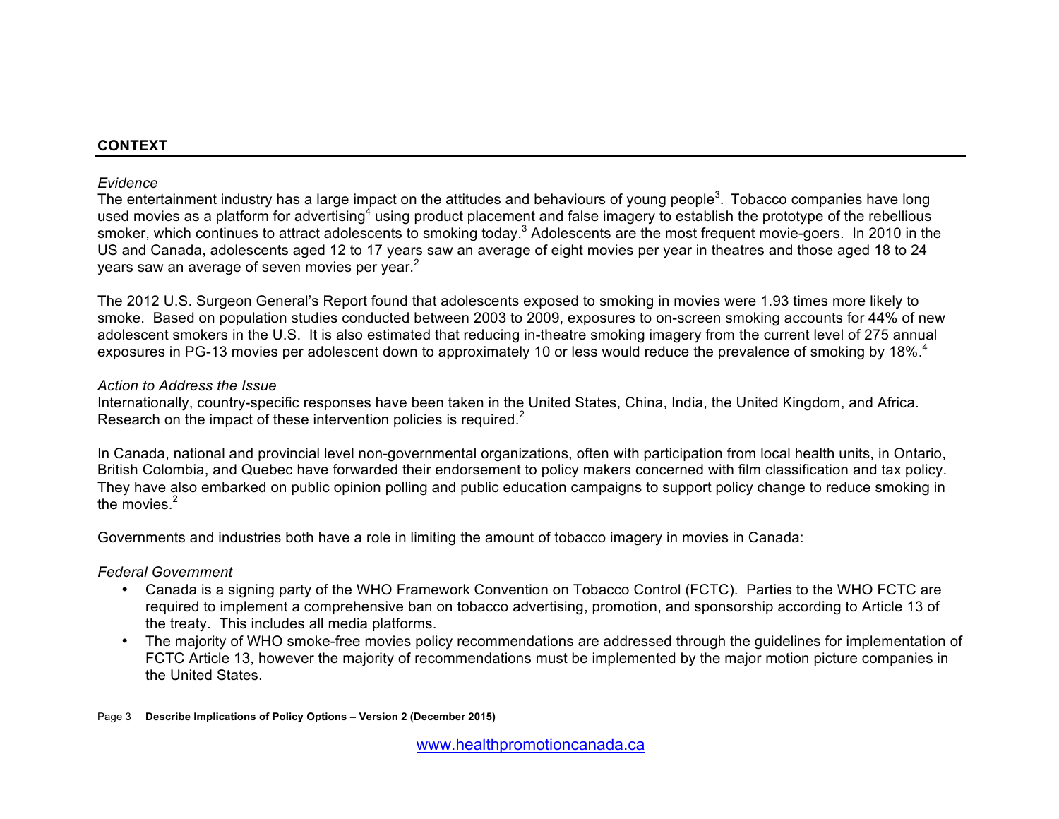## CONTEXT

*Evidence*

The entertainment industry has a large impact on the attitudes and behaviours of young people[3]. Tobacco companies have long used movies as a platform for advertising[4] using product placement and false imagery to establish the prototype of the rebellious smoker, which continues to attract adolescents to smoking today.[3] Adolescents are the most frequent movie-goers. In 2010 in the US and Canada, adolescents aged 12 to 17 years saw an average of eight movies per year in theatres and those aged 18 to 24 years saw an average of seven movies per year.[2]

The 2012 U.S. Surgeon General's Report found that adolescents exposed to smoking in movies were 1.93 times more likely to smoke. Based on population studies conducted between 2003 to 2009, exposures to on-screen smoking accounts for 44% of new adolescent smokers in the U.S. It is also estimated that reducing in-theatre smoking imagery from the current level of 275 annual exposures in PG-13 movies per adolescent down to approximately 10 or less would reduce the prevalence of smoking by 18%.[4]

*Action to Address the Issue*

Internationally, country-specific responses have been taken in the United States, China, India, the United Kingdom, and Africa. Research on the impact of these intervention policies is required.[2]

In Canada, national and provincial level non-governmental organizations, often with participation from local health units, in Ontario, British Colombia, and Quebec have forwarded their endorsement to policy makers concerned with film classification and tax policy. They have also embarked on public opinion polling and public education campaigns to support policy change to reduce smoking in the movies.[2]

Governments and industries both have a role in limiting the amount of tobacco imagery in movies in Canada:

*Federal Government*

- Canada is a signing party of the WHO Framework Convention on Tobacco Control (FCTC). Parties to the WHO FCTC are required to implement a comprehensive ban on tobacco advertising, promotion, and sponsorship according to Article 13 of the treaty. This includes all media platforms.
- The majority of WHO smoke-free movies policy recommendations are addressed through the guidelines for implementation of FCTC Article 13, however the majority of recommendations must be implemented by the major motion picture companies in the United States.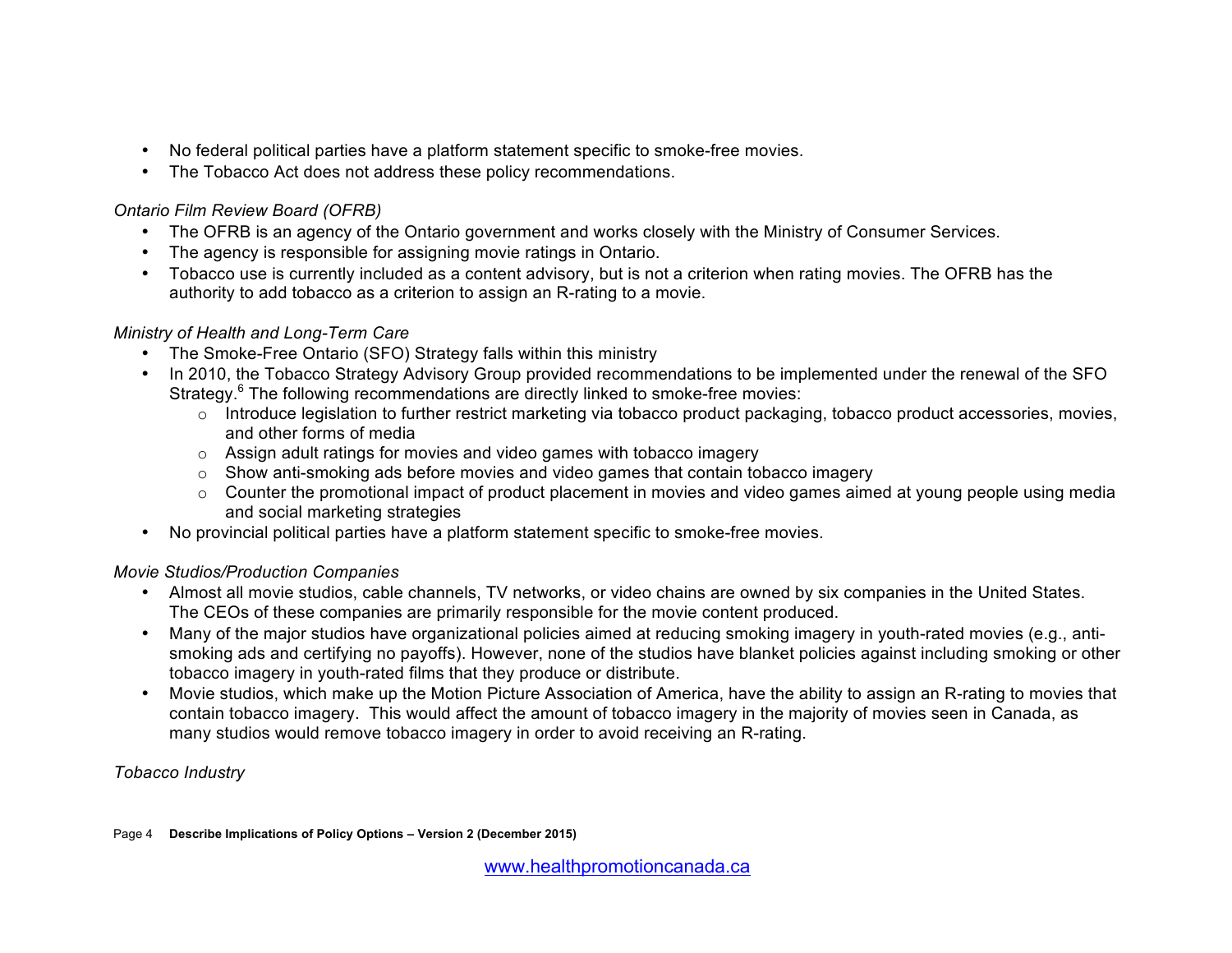- No federal political parties have a platform statement specific to smoke-free movies.
- The Tobacco Act does not address these policy recommendations.

*Ontario Film Review Board (OFRB)*

- The OFRB is an agency of the Ontario government and works closely with the Ministry of Consumer Services.
- The agency is responsible for assigning movie ratings in Ontario.
- Tobacco use is currently included as a content advisory, but is not a criterion when rating movies. The OFRB has the authority to add tobacco as a criterion to assign an R-rating to a movie.

*Ministry of Health and Long-Term Care*

- The Smoke-Free Ontario (SFO) Strategy falls within this ministry
- In 2010, the Tobacco Strategy Advisory Group provided recommendations to be implemented under the renewal of the SFO Strategy.[6] The following recommendations are directly linked to smoke-free movies:
  - Introduce legislation to further restrict marketing via tobacco product packaging, tobacco product accessories, movies, and other forms of media
  - Assign adult ratings for movies and video games with tobacco imagery
  - Show anti-smoking ads before movies and video games that contain tobacco imagery
  - Counter the promotional impact of product placement in movies and video games aimed at young people using media and social marketing strategies
- No provincial political parties have a platform statement specific to smoke-free movies.

*Movie Studios/Production Companies*

- Almost all movie studios, cable channels, TV networks, or video chains are owned by six companies in the United States. The CEOs of these companies are primarily responsible for the movie content produced.
- Many of the major studios have organizational policies aimed at reducing smoking imagery in youth-rated movies (e.g., anti-smoking ads and certifying no payoffs). However, none of the studios have blanket policies against including smoking or other tobacco imagery in youth-rated films that they produce or distribute.
- Movie studios, which make up the Motion Picture Association of America, have the ability to assign an R-rating to movies that contain tobacco imagery. This would affect the amount of tobacco imagery in the majority of movies seen in Canada, as many studios would remove tobacco imagery in order to avoid receiving an R-rating.

*Tobacco Industry*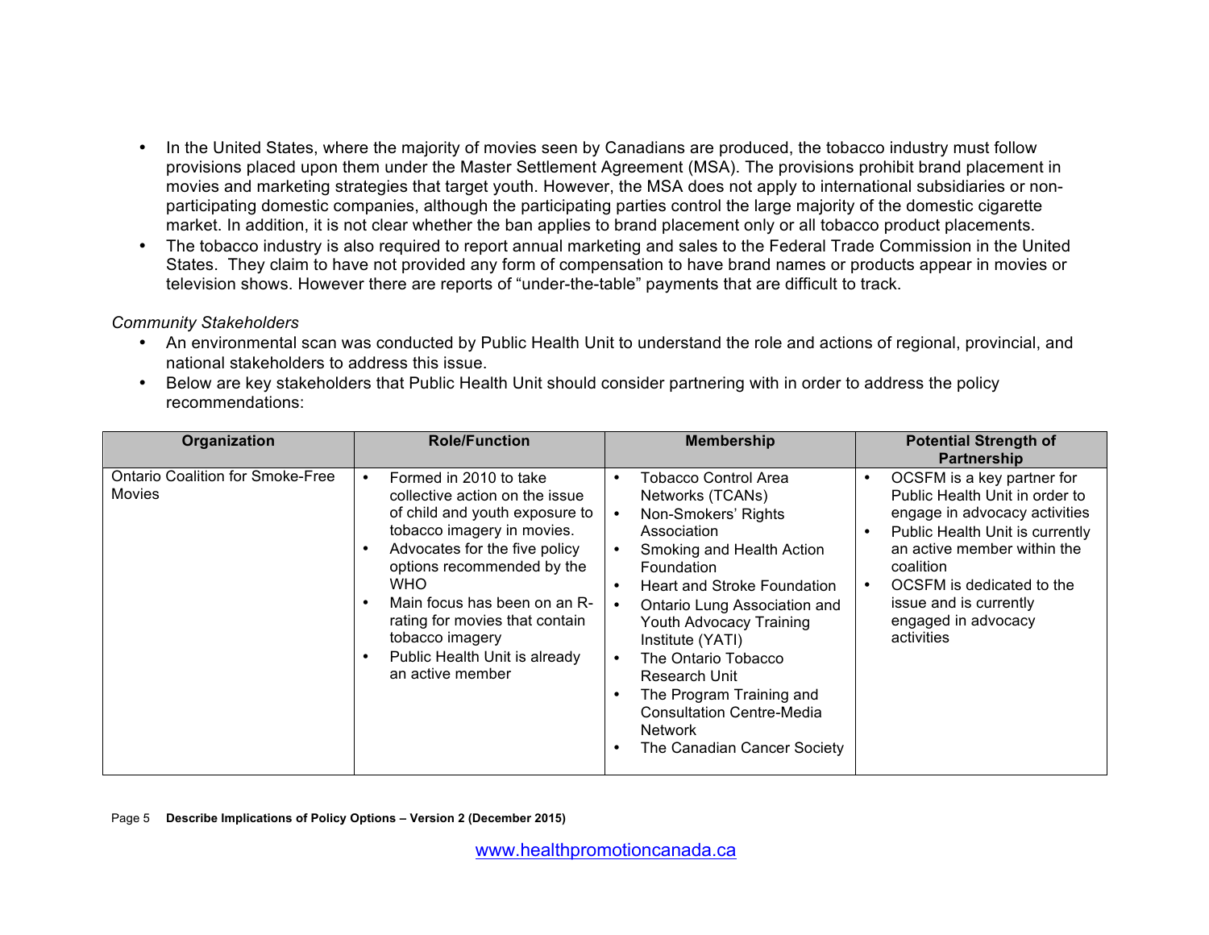- In the United States, where the majority of movies seen by Canadians are produced, the tobacco industry must follow provisions placed upon them under the Master Settlement Agreement (MSA). The provisions prohibit brand placement in movies and marketing strategies that target youth. However, the MSA does not apply to international subsidiaries or non-participating domestic companies, although the participating parties control the large majority of the domestic cigarette market. In addition, it is not clear whether the ban applies to brand placement only or all tobacco product placements.
- The tobacco industry is also required to report annual marketing and sales to the Federal Trade Commission in the United States. They claim to have not provided any form of compensation to have brand names or products appear in movies or television shows. However there are reports of "under-the-table" payments that are difficult to track.

*Community Stakeholders*

- An environmental scan was conducted by Public Health Unit to understand the role and actions of regional, provincial, and national stakeholders to address this issue.
- Below are key stakeholders that Public Health Unit should consider partnering with in order to address the policy recommendations:

| Organization | Role/Function | Membership | Potential Strength of Partnership |
|---|---|---|---|
| Ontario Coalition for Smoke-Free Movies | • Formed in 2010 to take collective action on the issue of child and youth exposure to tobacco imagery in movies.<br>• Advocates for the five policy options recommended by the WHO<br>• Main focus has been on an R-rating for movies that contain tobacco imagery<br>• Public Health Unit is already an active member | • Tobacco Control Area Networks (TCANs)<br>• Non-Smokers' Rights Association<br>• Smoking and Health Action Foundation<br>• Heart and Stroke Foundation<br>• Ontario Lung Association and Youth Advocacy Training Institute (YATI)<br>• The Ontario Tobacco Research Unit<br>• The Program Training and Consultation Centre-Media Network<br>• The Canadian Cancer Society | • OCSFM is a key partner for Public Health Unit in order to engage in advocacy activities<br>• Public Health Unit is currently an active member within the coalition<br>• OCSFM is dedicated to the issue and is currently engaged in advocacy activities |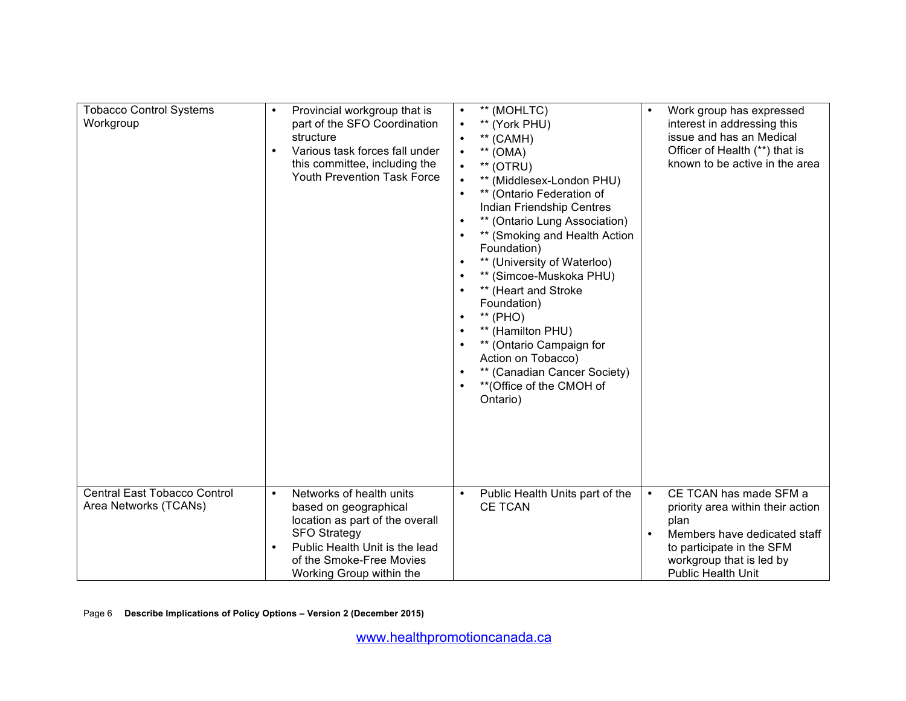| | | | |
|---|---|---|---|
| Tobacco Control Systems Workgroup | • Provincial workgroup that is part of the SFO Coordination structure<br>• Various task forces fall under this committee, including the Youth Prevention Task Force | • ** (MOHLTC)<br>• ** (York PHU)<br>• ** (CAMH)<br>• ** (OMA)<br>• ** (OTRU)<br>• ** (Middlesex-London PHU)<br>• ** (Ontario Federation of Indian Friendship Centres<br>• ** (Ontario Lung Association)<br>• ** (Smoking and Health Action Foundation)<br>• ** (University of Waterloo)<br>• ** (Simcoe-Muskoka PHU)<br>• ** (Heart and Stroke Foundation)<br>• ** (PHO)<br>• ** (Hamilton PHU)<br>• ** (Ontario Campaign for Action on Tobacco)<br>• ** (Canadian Cancer Society)<br>• **(Office of the CMOH of Ontario) | • Work group has expressed interest in addressing this issue and has an Medical Officer of Health (**) that is known to be active in the area |
| Central East Tobacco Control Area Networks (TCANs) | • Networks of health units based on geographical location as part of the overall SFO Strategy<br>• Public Health Unit is the lead of the Smoke-Free Movies Working Group within the | • Public Health Units part of the CE TCAN | • CE TCAN has made SFM a priority area within their action plan<br>• Members have dedicated staff to participate in the SFM workgroup that is led by Public Health Unit |

Describe Implications of Policy Options – Version 2 (December 2015)

www.healthpromotioncanada.ca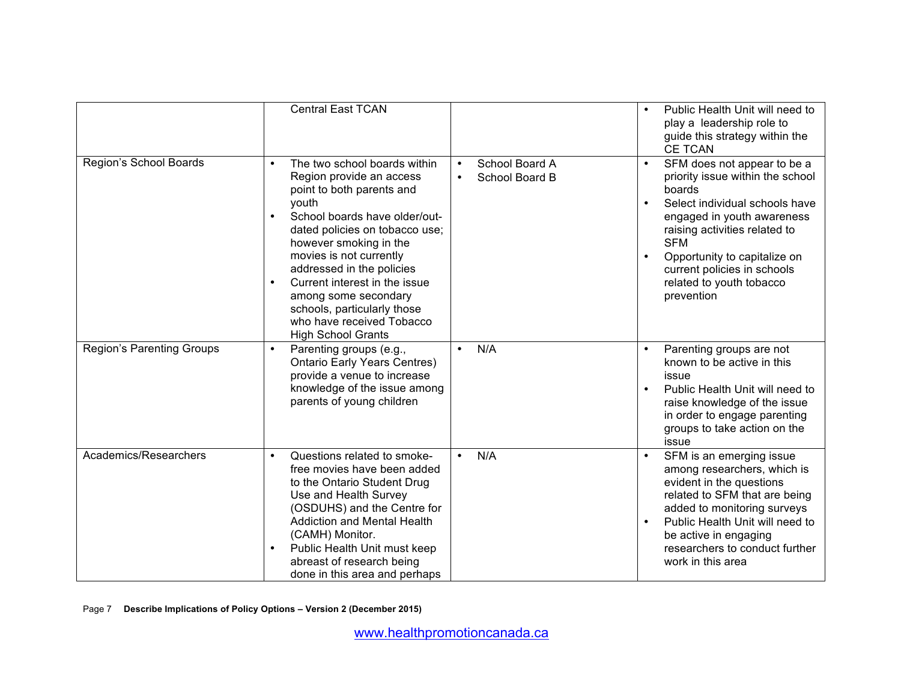| | | | |
|---|---|---|---|
| | Central East TCAN | | • Public Health Unit will need to play a leadership role to guide this strategy within the CE TCAN |
| Region's School Boards | • The two school boards within Region provide an access point to both parents and youth<br>• School boards have older/out-dated policies on tobacco use; however smoking in the movies is not currently addressed in the policies<br>• Current interest in the issue among some secondary schools, particularly those who have received Tobacco High School Grants | • School Board A<br>• School Board B | • SFM does not appear to be a priority issue within the school boards<br>• Select individual schools have engaged in youth awareness raising activities related to SFM<br>• Opportunity to capitalize on current policies in schools related to youth tobacco prevention |
| Region's Parenting Groups | • Parenting groups (e.g., Ontario Early Years Centres) provide a venue to increase knowledge of the issue among parents of young children | • N/A | • Parenting groups are not known to be active in this issue<br>• Public Health Unit will need to raise knowledge of the issue in order to engage parenting groups to take action on the issue |
| Academics/Researchers | • Questions related to smoke-free movies have been added to the Ontario Student Drug Use and Health Survey (OSDUHS) and the Centre for Addiction and Mental Health (CAMH) Monitor.<br>• Public Health Unit must keep abreast of research being done in this area and perhaps | • N/A | • SFM is an emerging issue among researchers, which is evident in the questions related to SFM that are being added to monitoring surveys<br>• Public Health Unit will need to be active in engaging researchers to conduct further work in this area |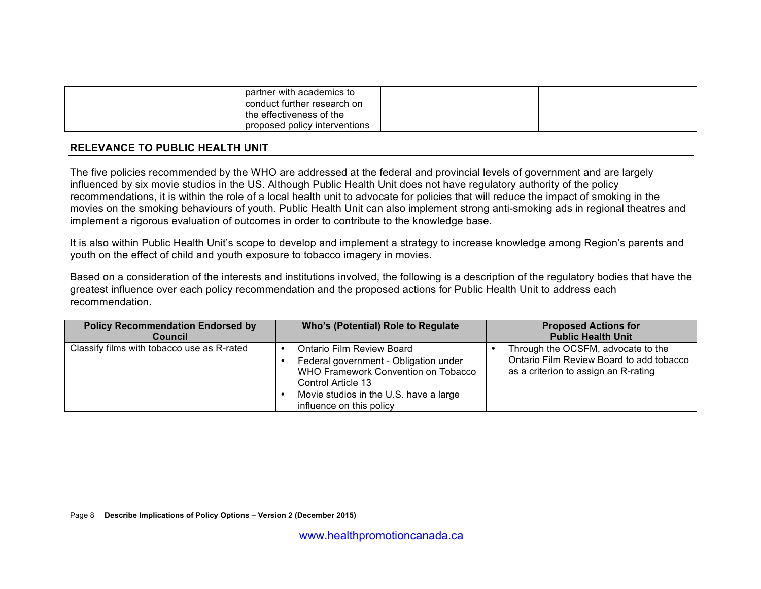| | partner with academics to conduct further research on the effectiveness of the proposed policy interventions | | |
|---|---|---|---|

## RELEVANCE TO PUBLIC HEALTH UNIT

The five policies recommended by the WHO are addressed at the federal and provincial levels of government and are largely influenced by six movie studios in the US. Although Public Health Unit does not have regulatory authority of the policy recommendations, it is within the role of a local health unit to advocate for policies that will reduce the impact of smoking in the movies on the smoking behaviours of youth. Public Health Unit can also implement strong anti-smoking ads in regional theatres and implement a rigorous evaluation of outcomes in order to contribute to the knowledge base.

It is also within Public Health Unit's scope to develop and implement a strategy to increase knowledge among Region's parents and youth on the effect of child and youth exposure to tobacco imagery in movies.

Based on a consideration of the interests and institutions involved, the following is a description of the regulatory bodies that have the greatest influence over each policy recommendation and the proposed actions for Public Health Unit to address each recommendation.

| Policy Recommendation Endorsed by Council | Who's (Potential) Role to Regulate | Proposed Actions for Public Health Unit |
|---|---|---|
| Classify films with tobacco use as R-rated | • Ontario Film Review Board<br>• Federal government - Obligation under WHO Framework Convention on Tobacco Control Article 13<br>• Movie studios in the U.S. have a large influence on this policy | • Through the OCSFM, advocate to the Ontario Film Review Board to add tobacco as a criterion to assign an R-rating |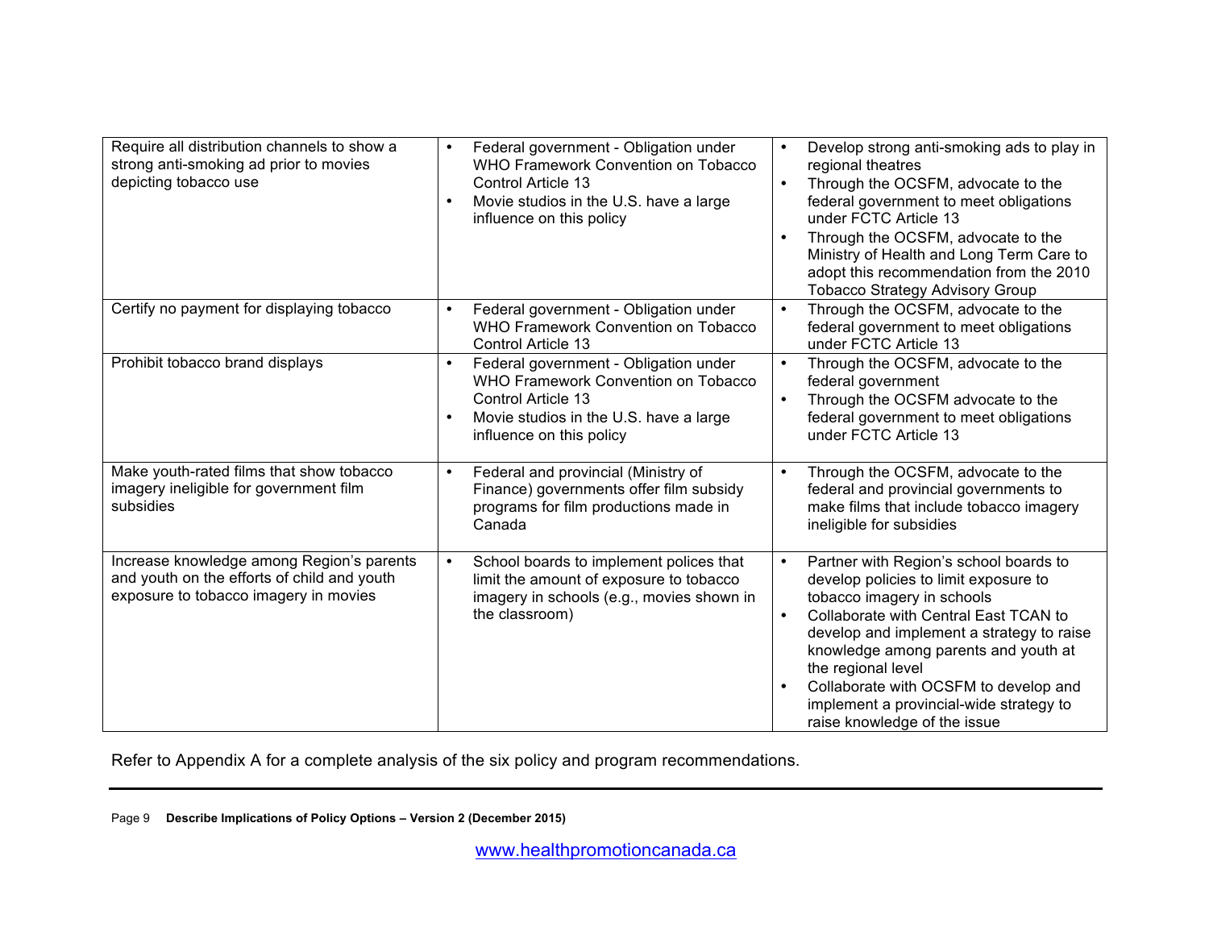| | | |
|---|---|---|
| Require all distribution channels to show a strong anti-smoking ad prior to movies depicting tobacco use | • Federal government - Obligation under WHO Framework Convention on Tobacco Control Article 13<br>• Movie studios in the U.S. have a large influence on this policy | • Develop strong anti-smoking ads to play in regional theatres<br>• Through the OCSFM, advocate to the federal government to meet obligations under FCTC Article 13<br>• Through the OCSFM, advocate to the Ministry of Health and Long Term Care to adopt this recommendation from the 2010 Tobacco Strategy Advisory Group |
| Certify no payment for displaying tobacco | • Federal government - Obligation under WHO Framework Convention on Tobacco Control Article 13 | • Through the OCSFM, advocate to the federal government to meet obligations under FCTC Article 13 |
| Prohibit tobacco brand displays | • Federal government - Obligation under WHO Framework Convention on Tobacco Control Article 13<br>• Movie studios in the U.S. have a large influence on this policy | • Through the OCSFM, advocate to the federal government<br>• Through the OCSFM advocate to the federal government to meet obligations under FCTC Article 13 |
| Make youth-rated films that show tobacco imagery ineligible for government film subsidies | • Federal and provincial (Ministry of Finance) governments offer film subsidy programs for film productions made in Canada | • Through the OCSFM, advocate to the federal and provincial governments to make films that include tobacco imagery ineligible for subsidies |
| Increase knowledge among Region's parents and youth on the efforts of child and youth exposure to tobacco imagery in movies | • School boards to implement polices that limit the amount of exposure to tobacco imagery in schools (e.g., movies shown in the classroom) | • Partner with Region's school boards to develop policies to limit exposure to tobacco imagery in schools<br>• Collaborate with Central East TCAN to develop and implement a strategy to raise knowledge among parents and youth at the regional level<br>• Collaborate with OCSFM to develop and implement a provincial-wide strategy to raise knowledge of the issue |

Refer to Appendix A for a complete analysis of the six policy and program recommendations.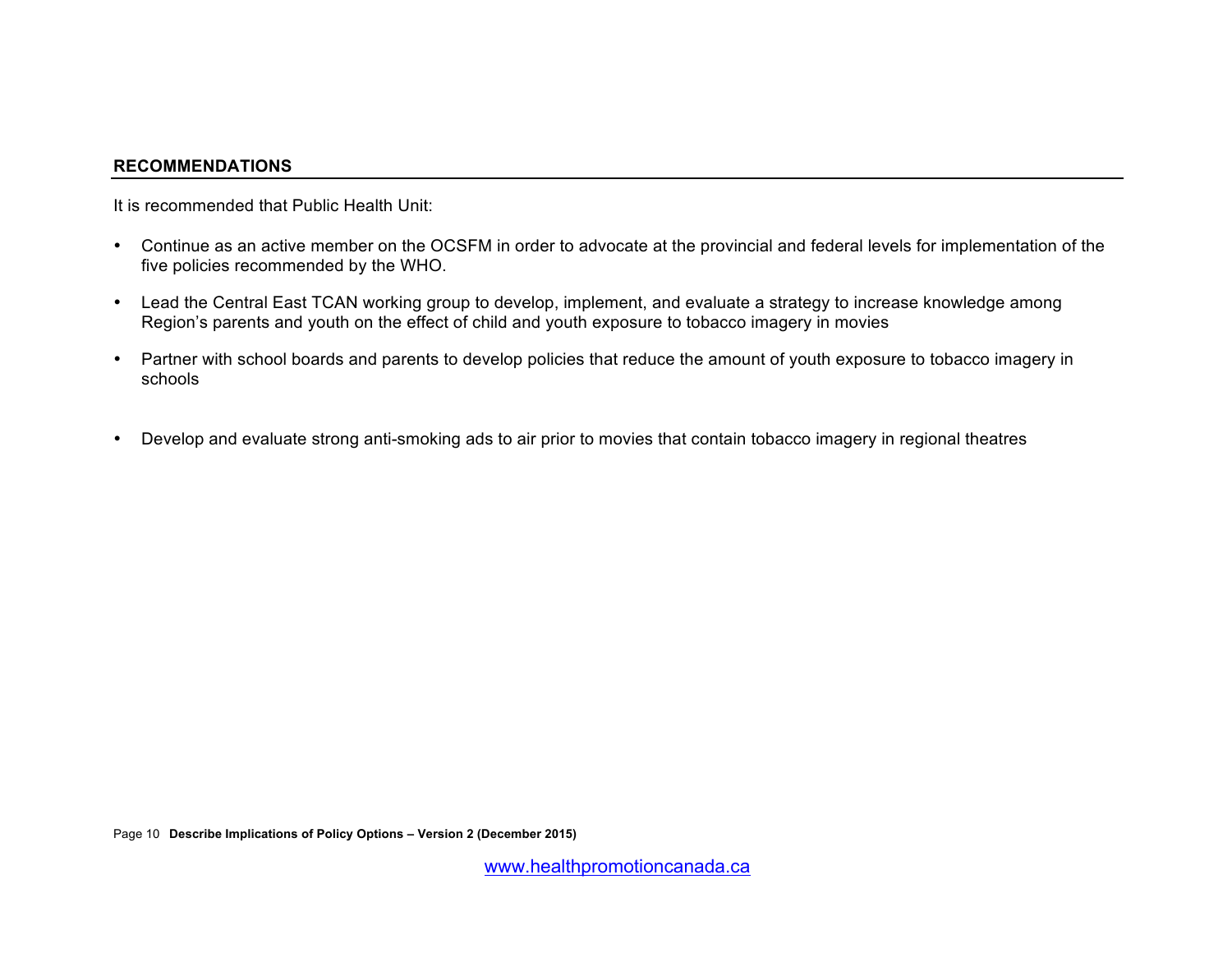## RECOMMENDATIONS

It is recommended that Public Health Unit:

- Continue as an active member on the OCSFM in order to advocate at the provincial and federal levels for implementation of the five policies recommended by the WHO.
- Lead the Central East TCAN working group to develop, implement, and evaluate a strategy to increase knowledge among Region's parents and youth on the effect of child and youth exposure to tobacco imagery in movies
- Partner with school boards and parents to develop policies that reduce the amount of youth exposure to tobacco imagery in schools
- Develop and evaluate strong anti-smoking ads to air prior to movies that contain tobacco imagery in regional theatres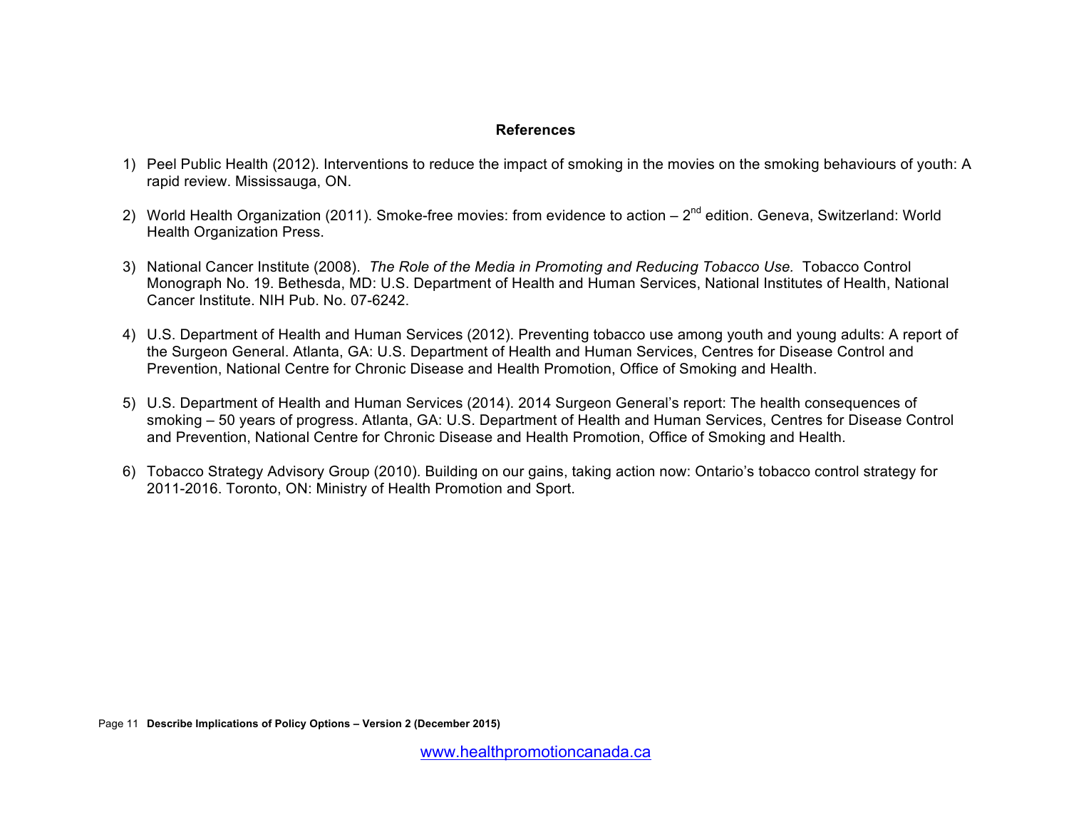## References

1) Peel Public Health (2012). Interventions to reduce the impact of smoking in the movies on the smoking behaviours of youth: A rapid review. Mississauga, ON.

2) World Health Organization (2011). Smoke-free movies: from evidence to action – 2nd edition. Geneva, Switzerland: World Health Organization Press.

3) National Cancer Institute (2008). *The Role of the Media in Promoting and Reducing Tobacco Use.* Tobacco Control Monograph No. 19. Bethesda, MD: U.S. Department of Health and Human Services, National Institutes of Health, National Cancer Institute. NIH Pub. No. 07-6242.

4) U.S. Department of Health and Human Services (2012). Preventing tobacco use among youth and young adults: A report of the Surgeon General. Atlanta, GA: U.S. Department of Health and Human Services, Centres for Disease Control and Prevention, National Centre for Chronic Disease and Health Promotion, Office of Smoking and Health.

5) U.S. Department of Health and Human Services (2014). 2014 Surgeon General's report: The health consequences of smoking – 50 years of progress. Atlanta, GA: U.S. Department of Health and Human Services, Centres for Disease Control and Prevention, National Centre for Chronic Disease and Health Promotion, Office of Smoking and Health.

6) Tobacco Strategy Advisory Group (2010). Building on our gains, taking action now: Ontario's tobacco control strategy for 2011-2016. Toronto, ON: Ministry of Health Promotion and Sport.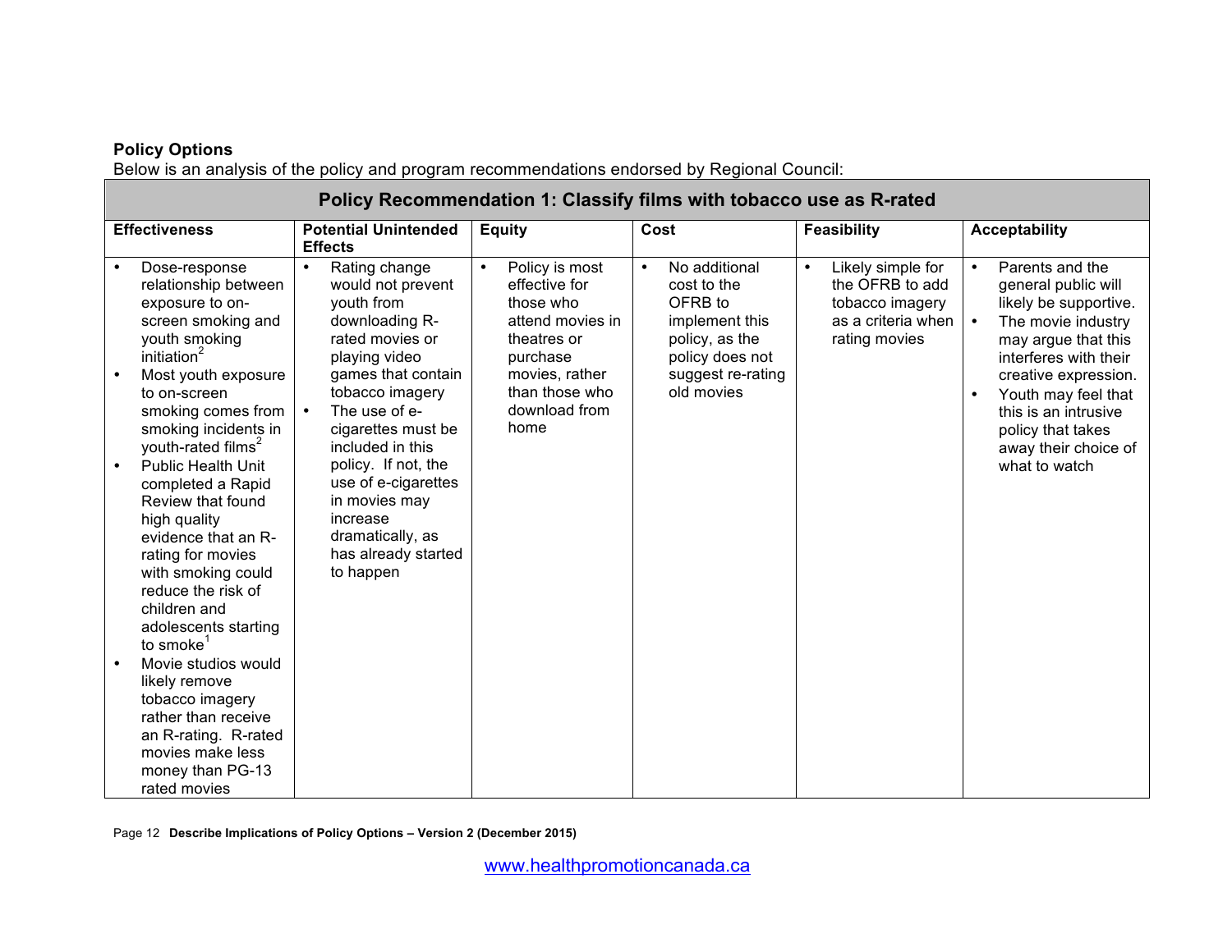**Policy Options**

Below is an analysis of the policy and program recommendations endorsed by Regional Council:

| Policy Recommendation 1: Classify films with tobacco use as R-rated | | | | | |
|---|---|---|---|---|---|
| **Effectiveness** | **Potential Unintended Effects** | **Equity** | **Cost** | **Feasibility** | **Acceptability** |
| • Dose-response relationship between exposure to on-screen smoking and youth smoking initiation[2]<br>• Most youth exposure to on-screen smoking comes from smoking incidents in youth-rated films[2]<br>• Public Health Unit completed a Rapid Review that found high quality evidence that an R-rating for movies with smoking could reduce the risk of children and adolescents starting to smoke[1]<br>• Movie studios would likely remove tobacco imagery rather than receive an R-rating. R-rated movies make less money than PG-13 rated movies | • Rating change would not prevent youth from downloading R-rated movies or playing video games that contain tobacco imagery<br>• The use of e-cigarettes must be included in this policy. If not, the use of e-cigarettes in movies may increase dramatically, as has already started to happen | • Policy is most effective for those who attend movies in theatres or purchase movies, rather than those who download from home | • No additional cost to the OFRB to implement this policy, as the policy does not suggest re-rating old movies | • Likely simple for the OFRB to add tobacco imagery as a criteria when rating movies | • Parents and the general public will likely be supportive.<br>• The movie industry may argue that this interferes with their creative expression.<br>• Youth may feel that this is an intrusive policy that takes away their choice of what to watch |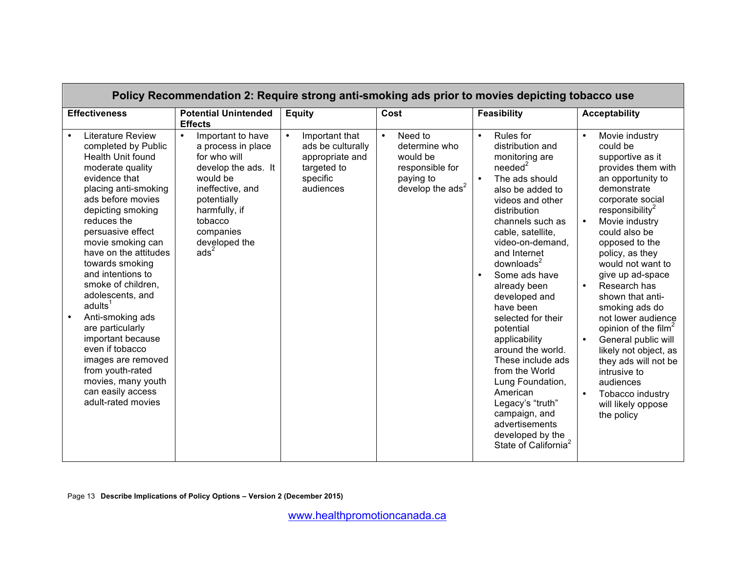| Policy Recommendation 2: Require strong anti-smoking ads prior to movies depicting tobacco use | | | | | |
|---|---|---|---|---|---|
| **Effectiveness** | **Potential Unintended Effects** | **Equity** | **Cost** | **Feasibility** | **Acceptability** |
| • Literature Review completed by Public Health Unit found moderate quality evidence that placing anti-smoking ads before movies depicting smoking reduces the persuasive effect movie smoking can have on the attitudes towards smoking and intentions to smoke of children, adolescents, and adults[1]<br>• Anti-smoking ads are particularly important because even if tobacco images are removed from youth-rated movies, many youth can easily access adult-rated movies | • Important to have a process in place for who will develop the ads. It would be ineffective, and potentially harmfully, if tobacco companies developed the ads[2] | • Important that ads be culturally appropriate and targeted to specific audiences | • Need to determine who would be responsible for paying to develop the ads[2] | • Rules for distribution and monitoring are needed[2]<br>• The ads should also be added to videos and other distribution channels such as cable, satellite, video-on-demand, and Internet downloads[2]<br>• Some ads have already been developed and have been selected for their potential applicability around the world. These include ads from the World Lung Foundation, American Legacy's "truth" campaign, and advertisements developed by the State of California[2] | • Movie industry could be supportive as it provides them with an opportunity to demonstrate corporate social responsibility[2]<br>• Movie industry could also be opposed to the policy, as they would not want to give up ad-space<br>• Research has shown that anti-smoking ads do not lower audience opinion of the film[2]<br>• General public will likely not object, as they ads will not be intrusive to audiences<br>• Tobacco industry will likely oppose the policy |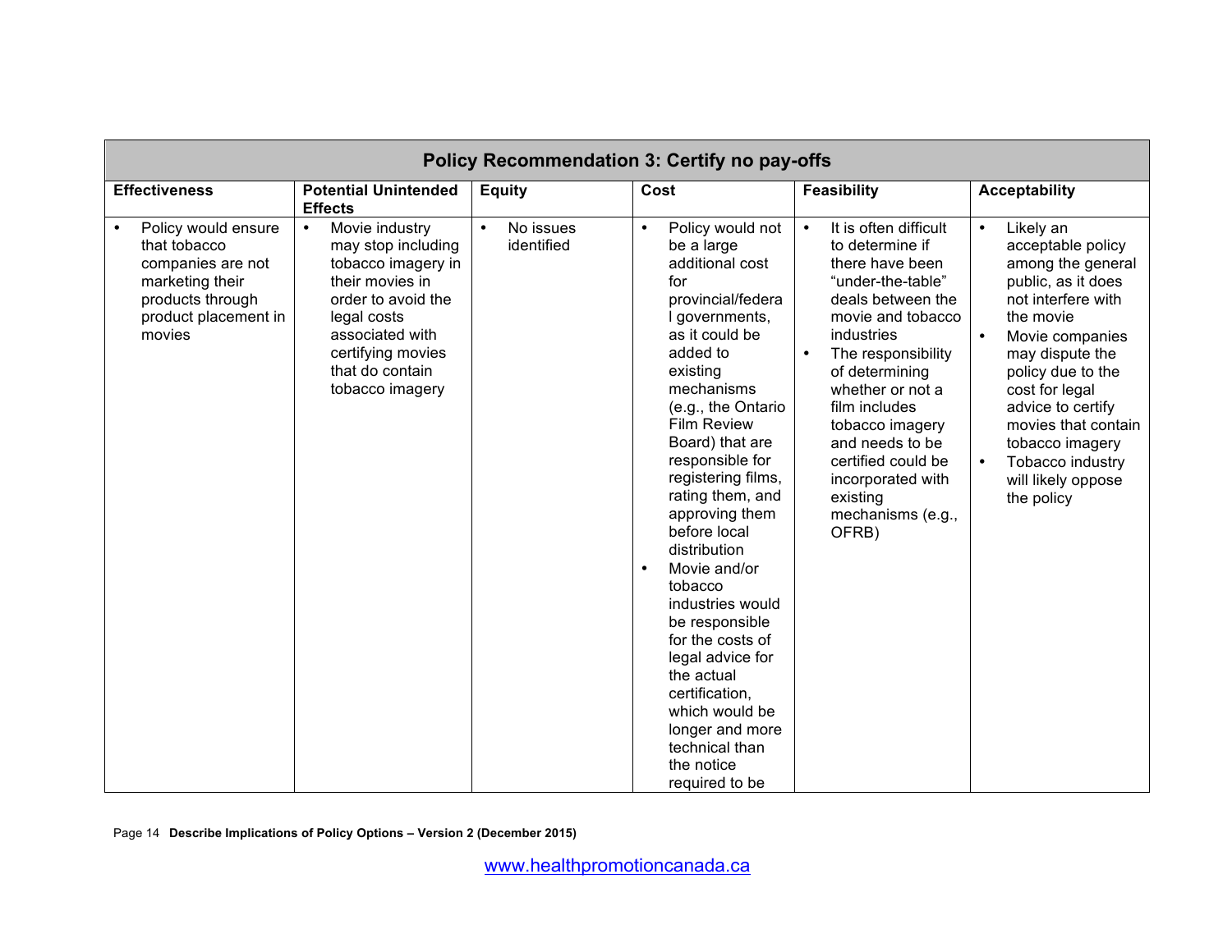| Policy Recommendation 3: Certify no pay-offs | | | | | |
|---|---|---|---|---|---|
| **Effectiveness** | **Potential Unintended Effects** | **Equity** | **Cost** | **Feasibility** | **Acceptability** |
| • Policy would ensure that tobacco companies are not marketing their products through product placement in movies | • Movie industry may stop including tobacco imagery in their movies in order to avoid the legal costs associated with certifying movies that do contain tobacco imagery | • No issues identified | • Policy would not be a large additional cost for provincial/federal governments, as it could be added to existing mechanisms (e.g., the Ontario Film Review Board) that are responsible for registering films, rating them, and approving them before local distribution<br>• Movie and/or tobacco industries would be responsible for the costs of legal advice for the actual certification, which would be longer and more technical than the notice required to be | • It is often difficult to determine if there have been "under-the-table" deals between the movie and tobacco industries<br>• The responsibility of determining whether or not a film includes tobacco imagery and needs to be certified could be incorporated with existing mechanisms (e.g., OFRB) | • Likely an acceptable policy among the general public, as it does not interfere with the movie<br>• Movie companies may dispute the policy due to the cost for legal advice to certify movies that contain tobacco imagery<br>• Tobacco industry will likely oppose the policy |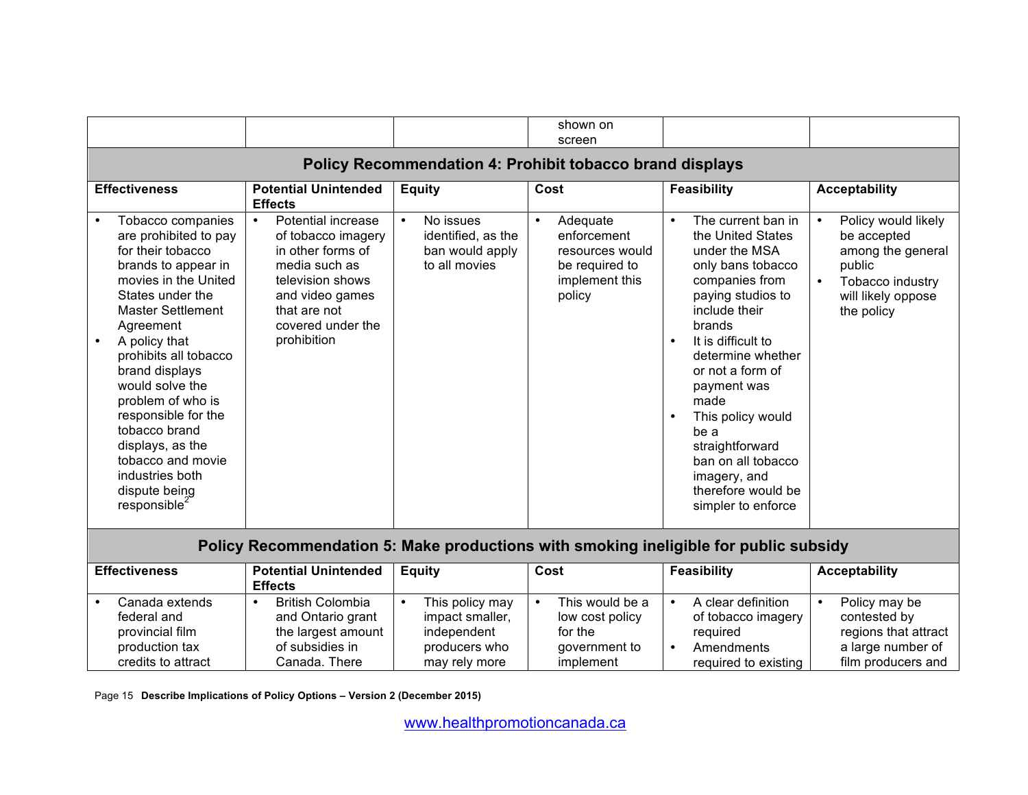| | | | shown on screen | | |
|---|---|---|---|---|---|

**Policy Recommendation 4: Prohibit tobacco brand displays**

| Effectiveness | Potential Unintended Effects | Equity | Cost | Feasibility | Acceptability |
|---|---|---|---|---|---|
| • Tobacco companies are prohibited to pay for their tobacco brands to appear in movies in the United States under the Master Settlement Agreement<br>• A policy that prohibits all tobacco brand displays would solve the problem of who is responsible for the tobacco brand displays, as the tobacco and movie industries both dispute being responsible[2] | • Potential increase of tobacco imagery in other forms of media such as television shows and video games that are not covered under the prohibition | • No issues identified, as the ban would apply to all movies | • Adequate enforcement resources would be required to implement this policy | • The current ban in the United States under the MSA only bans tobacco companies from paying studios to include their brands<br>• It is difficult to determine whether or not a form of payment was made<br>• This policy would be a straightforward ban on all tobacco imagery, and therefore would be simpler to enforce | • Policy would likely be accepted among the general public<br>• Tobacco industry will likely oppose the policy |

**Policy Recommendation 5: Make productions with smoking ineligible for public subsidy**

| Effectiveness | Potential Unintended Effects | Equity | Cost | Feasibility | Acceptability |
|---|---|---|---|---|---|
| • Canada extends federal and provincial film production tax credits to attract | • British Colombia and Ontario grant the largest amount of subsidies in Canada. There | • This policy may impact smaller, independent producers who may rely more | • This would be a low cost policy for the government to implement | • A clear definition of tobacco imagery required<br>• Amendments required to existing | • Policy may be contested by regions that attract a large number of film producers and |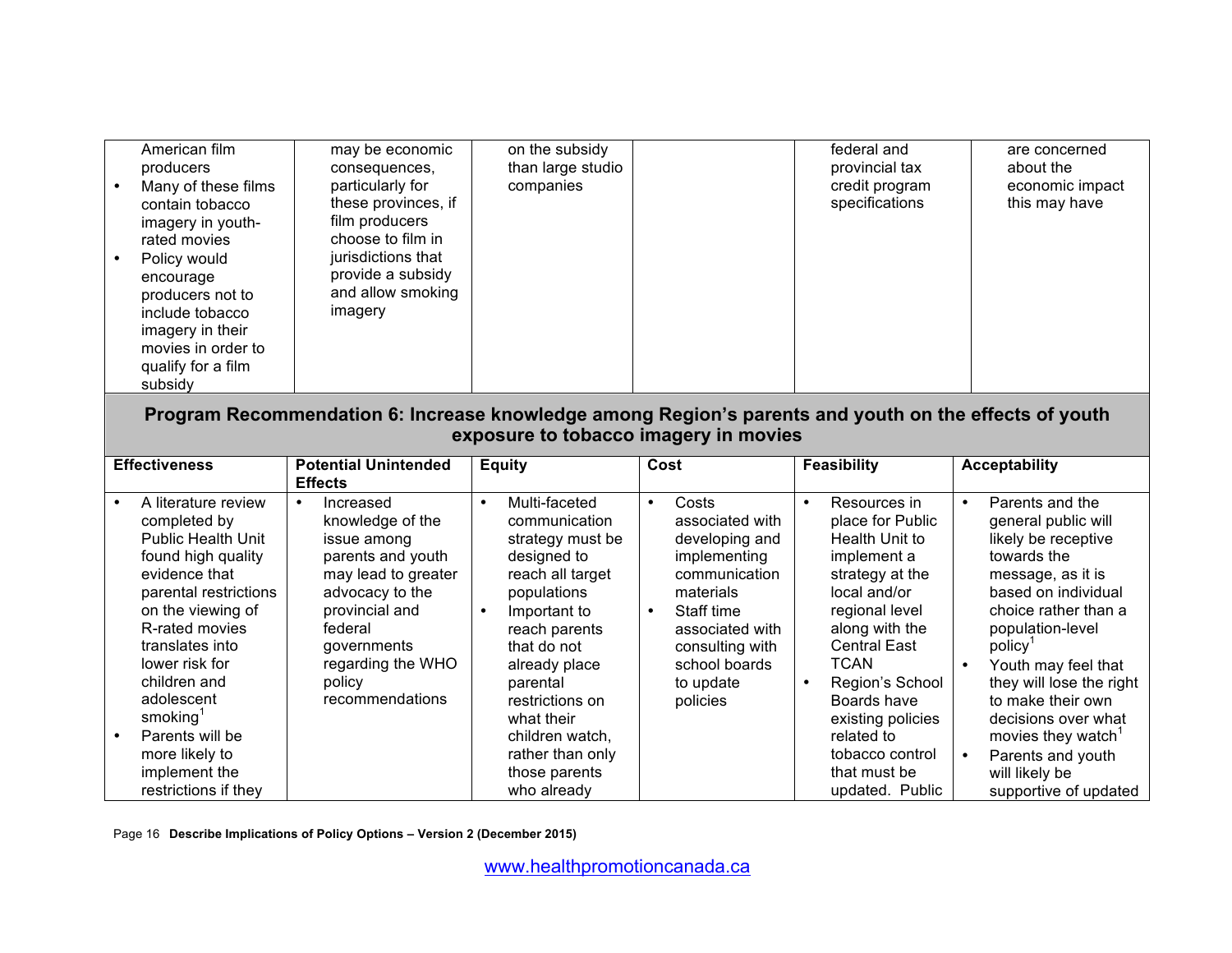| | | | | | |
|---|---|---|---|---|---|
| American film producers<br>• Many of these films contain tobacco imagery in youth-rated movies<br>• Policy would encourage producers not to include tobacco imagery in their movies in order to qualify for a film subsidy | may be economic consequences, particularly for these provinces, if film producers choose to film in jurisdictions that provide a subsidy and allow smoking imagery | on the subsidy than large studio companies | | federal and provincial tax credit program specifications | are concerned about the economic impact this may have |

**Program Recommendation 6: Increase knowledge among Region's parents and youth on the effects of youth exposure to tobacco imagery in movies**

| Effectiveness | Potential Unintended Effects | Equity | Cost | Feasibility | Acceptability |
|---|---|---|---|---|---|
| • A literature review completed by Public Health Unit found high quality evidence that parental restrictions on the viewing of R-rated movies translates into lower risk for children and adolescent smoking[1]<br>• Parents will be more likely to implement the restrictions if they | • Increased knowledge of the issue among parents and youth may lead to greater advocacy to the provincial and federal governments regarding the WHO policy recommendations | • Multi-faceted communication strategy must be designed to reach all target populations<br>• Important to reach parents that do not already place parental restrictions on what their children watch, rather than only those parents who already | • Costs associated with developing and implementing communication materials<br>• Staff time associated with consulting with school boards to update policies | • Resources in place for Public Health Unit to implement a strategy at the local and/or regional level along with the Central East TCAN<br>• Region's School Boards have existing policies related to tobacco control that must be updated. Public | • Parents and the general public will likely be receptive towards the message, as it is based on individual choice rather than a population-level policy[1]<br>• Youth may feel that they will lose the right to make their own decisions over what movies they watch[1]<br>• Parents and youth will likely be supportive of updated |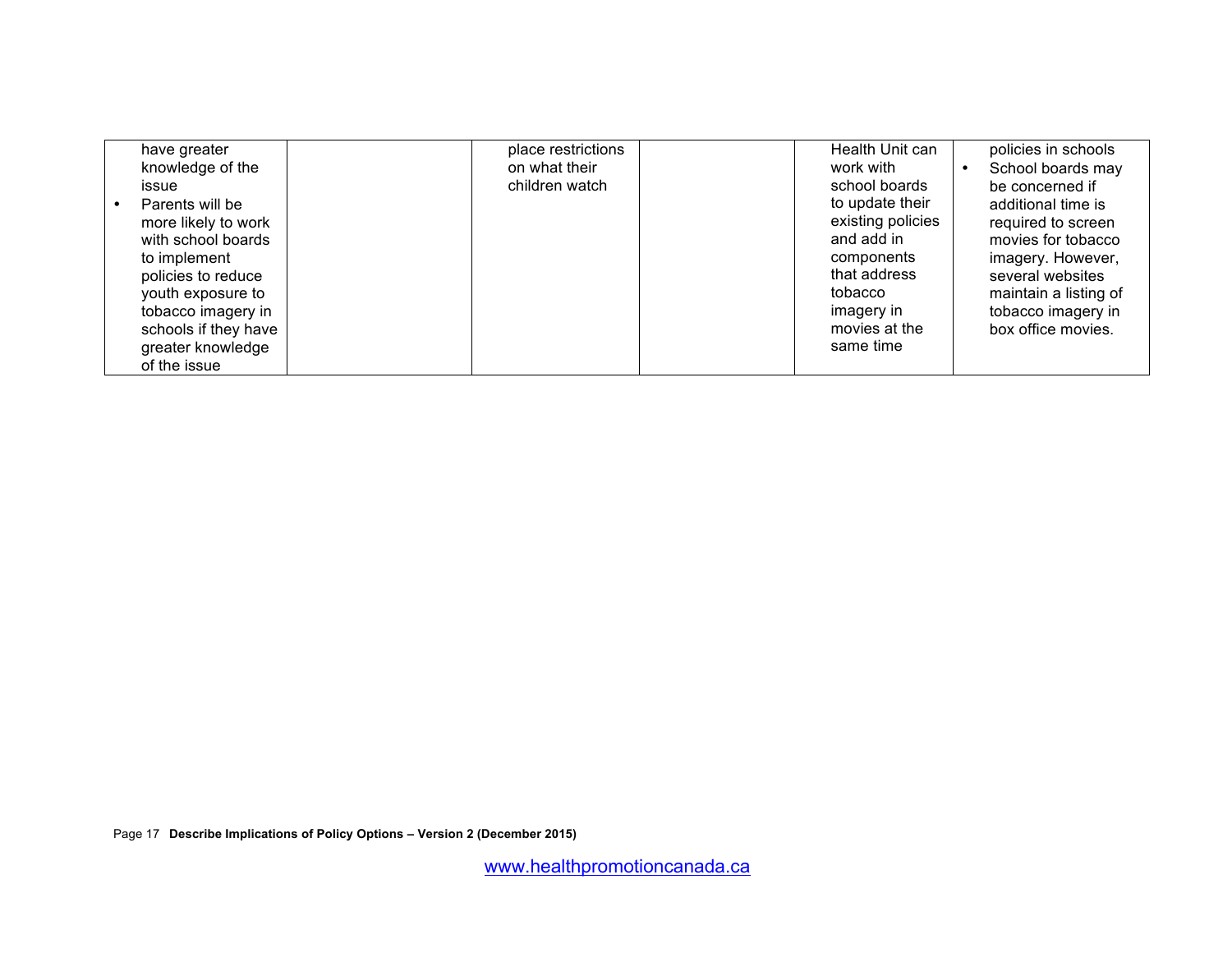| | | | | | |
|---|---|---|---|---|---|
| have greater knowledge of the issue<br>• Parents will be more likely to work with school boards to implement policies to reduce youth exposure to tobacco imagery in schools if they have greater knowledge of the issue | | place restrictions on what their children watch | | Health Unit can work with school boards to update their existing policies and add in components that address tobacco imagery in movies at the same time | policies in schools<br>• School boards may be concerned if additional time is required to screen movies for tobacco imagery. However, several websites maintain a listing of tobacco imagery in box office movies. |

www.healthpromotioncanada.ca